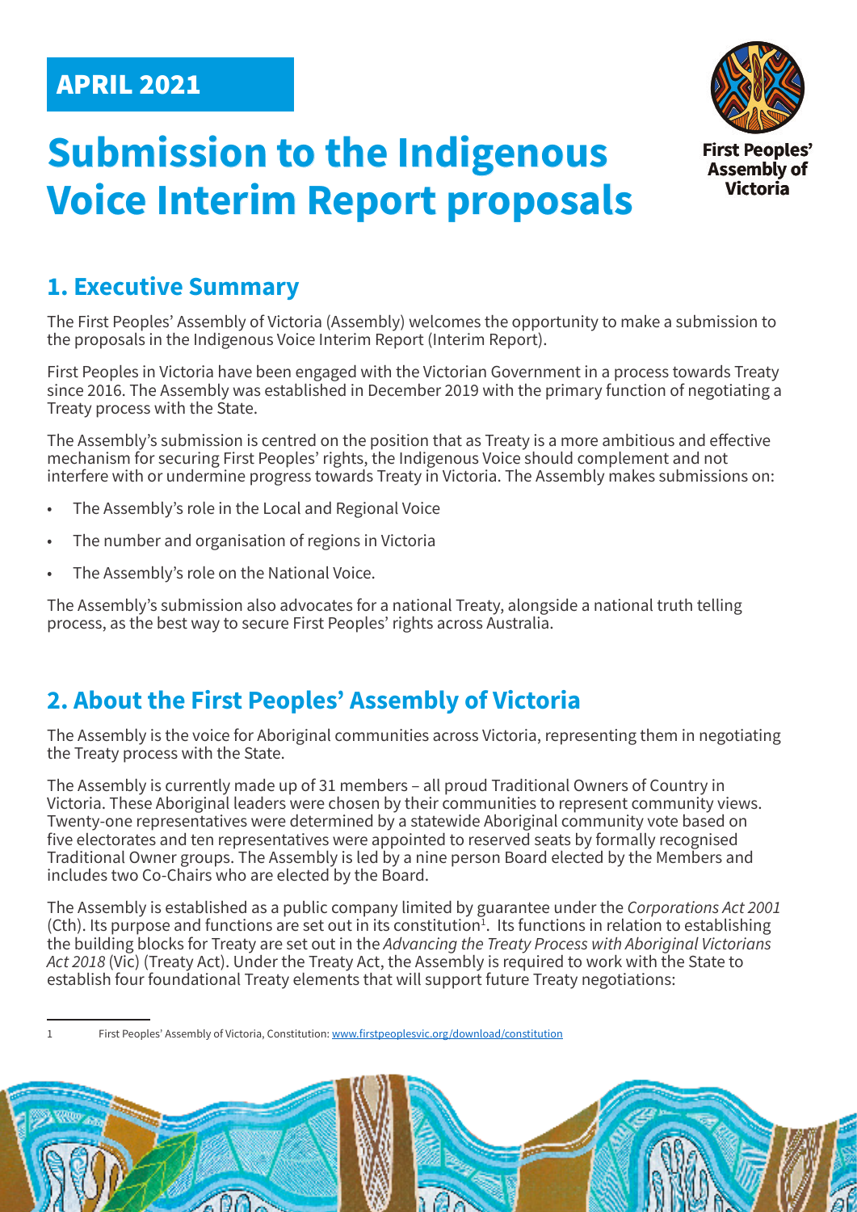APRIL 2021

# Submission to the Indigenous Voice Interim Report proposals

First Peoples' Assembly of Victoria

## 1. Executive Summary

The First Peoples' Assembly of Victoria (Assembly) welcomes the opportunity to make a submission to the proposals in the Indigenous Voice Interim Report (Interim Report).

First Peoples in Victoria have been engaged with the Victorian Government in a process towards Treaty since 2016. The Assembly was established in December 2019 with the primary function of negotiating a Treaty process with the State.

The Assembly's submission is centred on the position that as Treaty is a more ambitious and effective mechanism for securing First Peoples' rights, the Indigenous Voice should complement and not interfere with or undermine progress towards Treaty in Victoria. The Assembly makes submissions on:

- The Assembly's role in the Local and Regional Voice
- The number and organisation of regions in Victoria
- The Assembly's role on the National Voice.

The Assembly's submission also advocates for a national Treaty, alongside a national truth telling process, as the best way to secure First Peoples' rights across Australia.

## 2. About the First Peoples' Assembly of Victoria

The Assembly is the voice for Aboriginal communities across Victoria, representing them in negotiating the Treaty process with the State.

The Assembly is currently made up of 31 members – all proud Traditional Owners of Country in Victoria. These Aboriginal leaders were chosen by their communities to represent community views. Twenty-one representatives were determined by a statewide Aboriginal community vote based on five electorates and ten representatives were appointed to reserved seats by formally recognised Traditional Owner groups. The Assembly is led by a nine person Board elected by the Members and includes two Co-Chairs who are elected by the Board.

The Assembly is established as a public company limited by guarantee under the *Corporations Act 2001* (Cth). Its purpose and functions are set out in its constitution[1]. Its functions in relation to establishing the building blocks for Treaty are set out in the *Advancing the Treaty Process with Aboriginal Victorians Act 2018* (Vic) (Treaty Act). Under the Treaty Act, the Assembly is required to work with the State to establish four foundational Treaty elements that will support future Treaty negotiations:

1 First Peoples' Assembly of Victoria, Constitution: www.firstpeoplesvic.org/download/constitution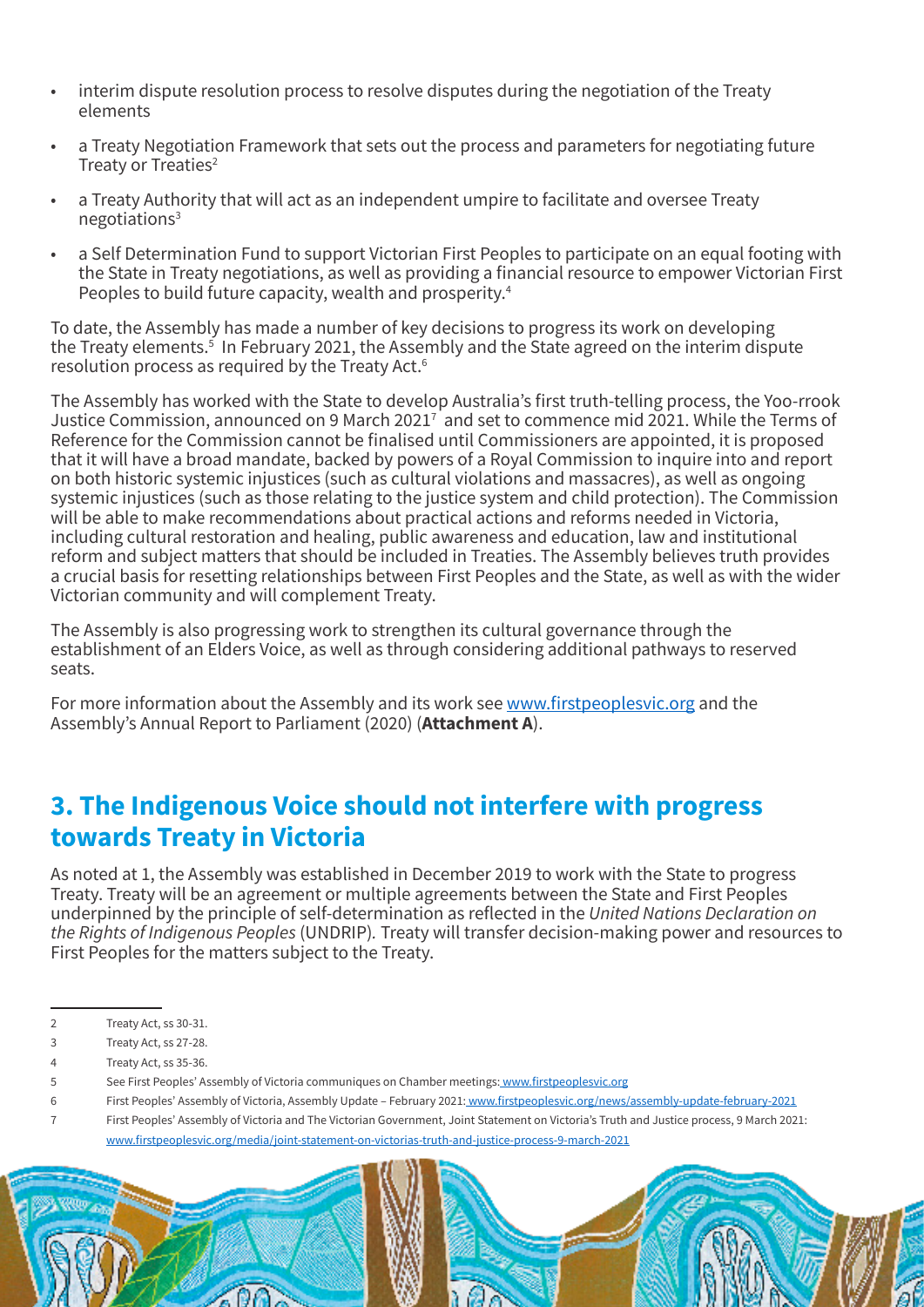- interim dispute resolution process to resolve disputes during the negotiation of the Treaty elements
- a Treaty Negotiation Framework that sets out the process and parameters for negotiating future Treaty or Treaties[2]
- a Treaty Authority that will act as an independent umpire to facilitate and oversee Treaty negotiations[3]
- a Self Determination Fund to support Victorian First Peoples to participate on an equal footing with the State in Treaty negotiations, as well as providing a financial resource to empower Victorian First Peoples to build future capacity, wealth and prosperity.[4]

To date, the Assembly has made a number of key decisions to progress its work on developing the Treaty elements.[5] In February 2021, the Assembly and the State agreed on the interim dispute resolution process as required by the Treaty Act.[6]

The Assembly has worked with the State to develop Australia's first truth-telling process, the Yoo-rrook Justice Commission, announced on 9 March 2021[7] and set to commence mid 2021. While the Terms of Reference for the Commission cannot be finalised until Commissioners are appointed, it is proposed that it will have a broad mandate, backed by powers of a Royal Commission to inquire into and report on both historic systemic injustices (such as cultural violations and massacres), as well as ongoing systemic injustices (such as those relating to the justice system and child protection). The Commission will be able to make recommendations about practical actions and reforms needed in Victoria, including cultural restoration and healing, public awareness and education, law and institutional reform and subject matters that should be included in Treaties. The Assembly believes truth provides a crucial basis for resetting relationships between First Peoples and the State, as well as with the wider Victorian community and will complement Treaty.

The Assembly is also progressing work to strengthen its cultural governance through the establishment of an Elders Voice, as well as through considering additional pathways to reserved seats.

For more information about the Assembly and its work see www.firstpeoplesvic.org and the Assembly's Annual Report to Parliament (2020) (**Attachment A**).

## 3. The Indigenous Voice should not interfere with progress towards Treaty in Victoria

As noted at 1, the Assembly was established in December 2019 to work with the State to progress Treaty. Treaty will be an agreement or multiple agreements between the State and First Peoples underpinned by the principle of self-determination as reflected in the *United Nations Declaration on the Rights of Indigenous Peoples* (UNDRIP). Treaty will transfer decision-making power and resources to First Peoples for the matters subject to the Treaty.

---

2 Treaty Act, ss 30-31.

3 Treaty Act, ss 27-28.

4 Treaty Act, ss 35-36.

5 See First Peoples' Assembly of Victoria communiques on Chamber meetings: www.firstpeoplesvic.org

6 First Peoples' Assembly of Victoria, Assembly Update – February 2021: www.firstpeoplesvic.org/news/assembly-update-february-2021

7 First Peoples' Assembly of Victoria and The Victorian Government, Joint Statement on Victoria's Truth and Justice process, 9 March 2021: www.firstpeoplesvic.org/media/joint-statement-on-victorias-truth-and-justice-process-9-march-2021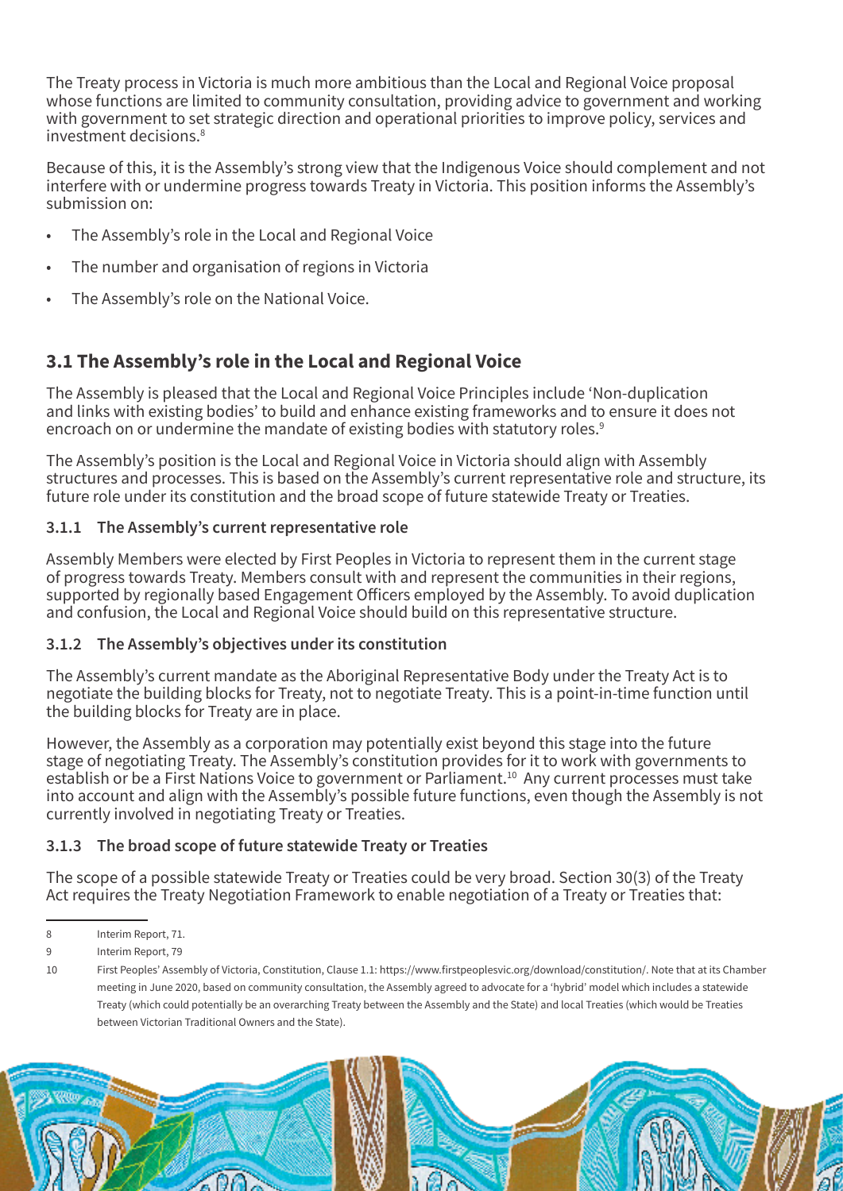The Treaty process in Victoria is much more ambitious than the Local and Regional Voice proposal whose functions are limited to community consultation, providing advice to government and working with government to set strategic direction and operational priorities to improve policy, services and investment decisions.[8]

Because of this, it is the Assembly's strong view that the Indigenous Voice should complement and not interfere with or undermine progress towards Treaty in Victoria. This position informs the Assembly's submission on:

- The Assembly's role in the Local and Regional Voice
- The number and organisation of regions in Victoria
- The Assembly's role on the National Voice.

## 3.1 The Assembly's role in the Local and Regional Voice

The Assembly is pleased that the Local and Regional Voice Principles include 'Non-duplication and links with existing bodies' to build and enhance existing frameworks and to ensure it does not encroach on or undermine the mandate of existing bodies with statutory roles.[9]

The Assembly's position is the Local and Regional Voice in Victoria should align with Assembly structures and processes. This is based on the Assembly's current representative role and structure, its future role under its constitution and the broad scope of future statewide Treaty or Treaties.

### 3.1.1 The Assembly's current representative role

Assembly Members were elected by First Peoples in Victoria to represent them in the current stage of progress towards Treaty. Members consult with and represent the communities in their regions, supported by regionally based Engagement Officers employed by the Assembly. To avoid duplication and confusion, the Local and Regional Voice should build on this representative structure.

### 3.1.2 The Assembly's objectives under its constitution

The Assembly's current mandate as the Aboriginal Representative Body under the Treaty Act is to negotiate the building blocks for Treaty, not to negotiate Treaty. This is a point-in-time function until the building blocks for Treaty are in place.

However, the Assembly as a corporation may potentially exist beyond this stage into the future stage of negotiating Treaty. The Assembly's constitution provides for it to work with governments to establish or be a First Nations Voice to government or Parliament.[10] Any current processes must take into account and align with the Assembly's possible future functions, even though the Assembly is not currently involved in negotiating Treaty or Treaties.

### 3.1.3 The broad scope of future statewide Treaty or Treaties

The scope of a possible statewide Treaty or Treaties could be very broad. Section 30(3) of the Treaty Act requires the Treaty Negotiation Framework to enable negotiation of a Treaty or Treaties that:

---

8 Interim Report, 71.

9 Interim Report, 79

10 First Peoples' Assembly of Victoria, Constitution, Clause 1.1: https://www.firstpeoplesvic.org/download/constitution/. Note that at its Chamber meeting in June 2020, based on community consultation, the Assembly agreed to advocate for a 'hybrid' model which includes a statewide Treaty (which could potentially be an overarching Treaty between the Assembly and the State) and local Treaties (which would be Treaties between Victorian Traditional Owners and the State).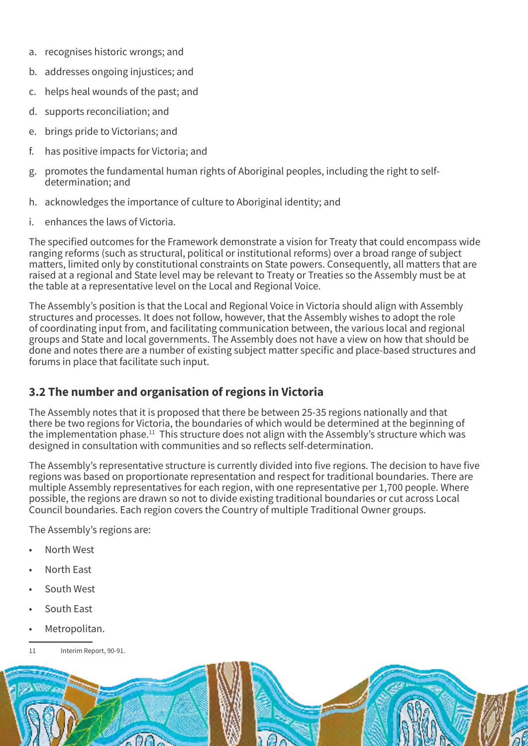a. recognises historic wrongs; and

b. addresses ongoing injustices; and

c. helps heal wounds of the past; and

d. supports reconciliation; and

e. brings pride to Victorians; and

f. has positive impacts for Victoria; and

g. promotes the fundamental human rights of Aboriginal peoples, including the right to self-determination; and

h. acknowledges the importance of culture to Aboriginal identity; and

i. enhances the laws of Victoria.

The specified outcomes for the Framework demonstrate a vision for Treaty that could encompass wide ranging reforms (such as structural, political or institutional reforms) over a broad range of subject matters, limited only by constitutional constraints on State powers. Consequently, all matters that are raised at a regional and State level may be relevant to Treaty or Treaties so the Assembly must be at the table at a representative level on the Local and Regional Voice.

The Assembly's position is that the Local and Regional Voice in Victoria should align with Assembly structures and processes. It does not follow, however, that the Assembly wishes to adopt the role of coordinating input from, and facilitating communication between, the various local and regional groups and State and local governments. The Assembly does not have a view on how that should be done and notes there are a number of existing subject matter specific and place-based structures and forums in place that facilitate such input.

## 3.2 The number and organisation of regions in Victoria

The Assembly notes that it is proposed that there be between 25-35 regions nationally and that there be two regions for Victoria, the boundaries of which would be determined at the beginning of the implementation phase.[11] This structure does not align with the Assembly's structure which was designed in consultation with communities and so reflects self-determination.

The Assembly's representative structure is currently divided into five regions. The decision to have five regions was based on proportionate representation and respect for traditional boundaries. There are multiple Assembly representatives for each region, with one representative per 1,700 people. Where possible, the regions are drawn so not to divide existing traditional boundaries or cut across Local Council boundaries. Each region covers the Country of multiple Traditional Owner groups.

The Assembly's regions are:

- North West
- North East
- South West
- South East
- Metropolitan.

---

11 Interim Report, 90-91.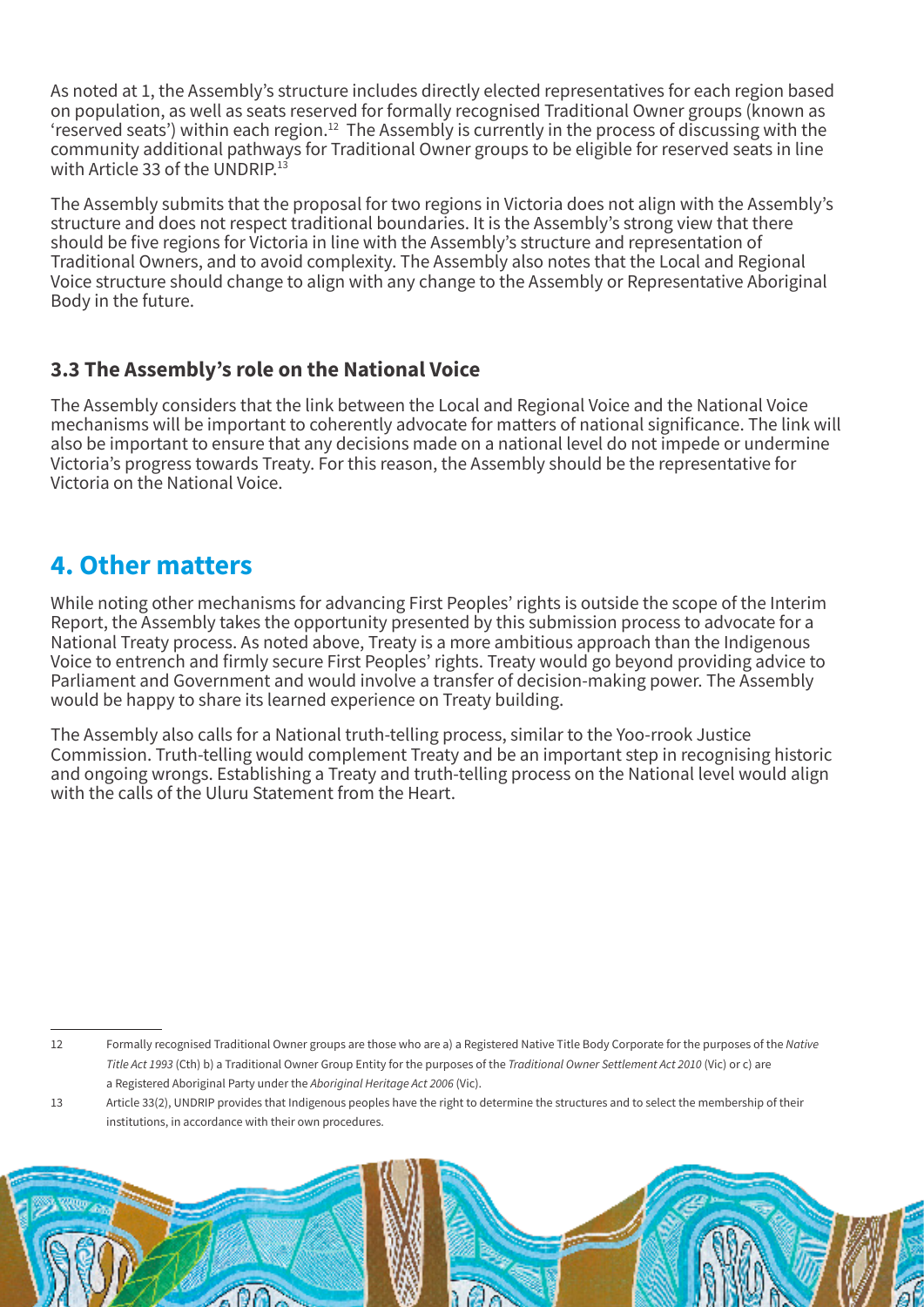As noted at 1, the Assembly's structure includes directly elected representatives for each region based on population, as well as seats reserved for formally recognised Traditional Owner groups (known as 'reserved seats') within each region.[12] The Assembly is currently in the process of discussing with the community additional pathways for Traditional Owner groups to be eligible for reserved seats in line with Article 33 of the UNDRIP.[13]

The Assembly submits that the proposal for two regions in Victoria does not align with the Assembly's structure and does not respect traditional boundaries. It is the Assembly's strong view that there should be five regions for Victoria in line with the Assembly's structure and representation of Traditional Owners, and to avoid complexity. The Assembly also notes that the Local and Regional Voice structure should change to align with any change to the Assembly or Representative Aboriginal Body in the future.

### 3.3 The Assembly's role on the National Voice

The Assembly considers that the link between the Local and Regional Voice and the National Voice mechanisms will be important to coherently advocate for matters of national significance. The link will also be important to ensure that any decisions made on a national level do not impede or undermine Victoria's progress towards Treaty. For this reason, the Assembly should be the representative for Victoria on the National Voice.

## 4. Other matters

While noting other mechanisms for advancing First Peoples' rights is outside the scope of the Interim Report, the Assembly takes the opportunity presented by this submission process to advocate for a National Treaty process. As noted above, Treaty is a more ambitious approach than the Indigenous Voice to entrench and firmly secure First Peoples' rights. Treaty would go beyond providing advice to Parliament and Government and would involve a transfer of decision-making power. The Assembly would be happy to share its learned experience on Treaty building.

The Assembly also calls for a National truth-telling process, similar to the Yoo-rrook Justice Commission. Truth-telling would complement Treaty and be an important step in recognising historic and ongoing wrongs. Establishing a Treaty and truth-telling process on the National level would align with the calls of the Uluru Statement from the Heart.

---

12 Formally recognised Traditional Owner groups are those who are a) a Registered Native Title Body Corporate for the purposes of the *Native Title Act 1993* (Cth) b) a Traditional Owner Group Entity for the purposes of the *Traditional Owner Settlement Act 2010* (Vic) or c) are a Registered Aboriginal Party under the *Aboriginal Heritage Act 2006* (Vic).

13 Article 33(2), UNDRIP provides that Indigenous peoples have the right to determine the structures and to select the membership of their institutions, in accordance with their own procedures.